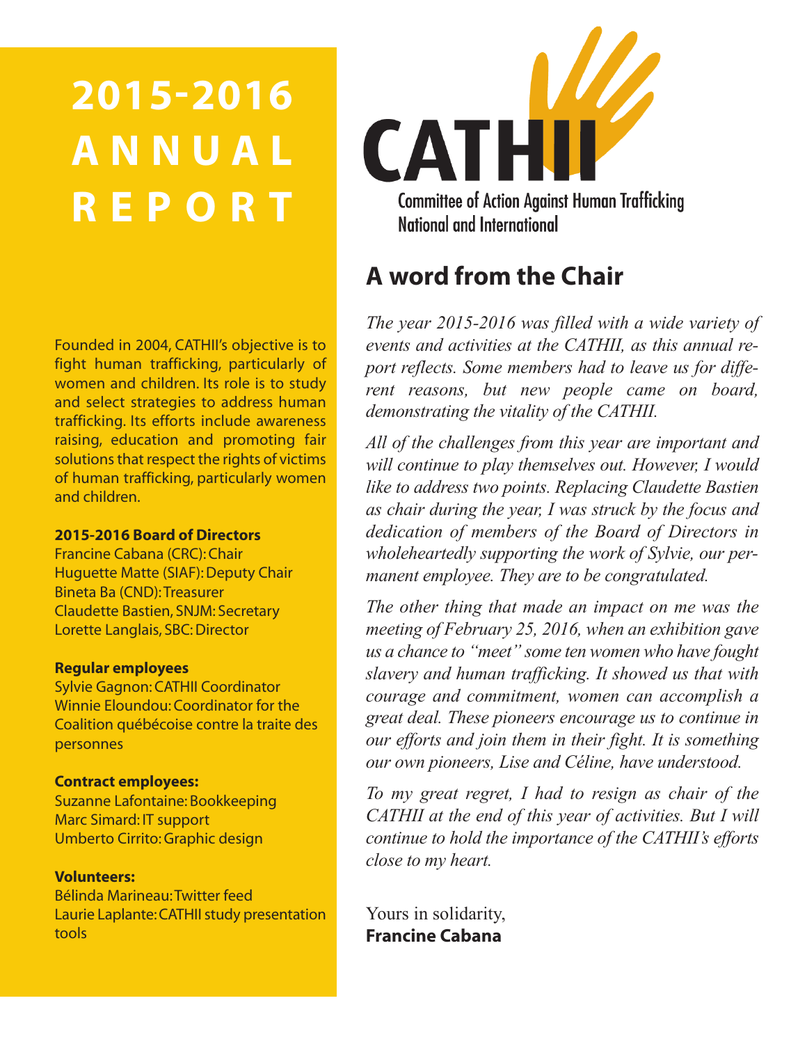# 2015-2016 ANNUAL REPORT

CATHII

Committee of Action Against Human Trafficking National and International

Founded in 2004, CATHII's objective is to fight human trafficking, particularly of women and children. Its role is to study and select strategies to address human trafficking. Its efforts include awareness raising, education and promoting fair solutions that respect the rights of victims of human trafficking, particularly women and children.

**2015-2016 Board of Directors**
Francine Cabana (CRC): Chair
Huguette Matte (SIAF): Deputy Chair
Bineta Ba (CND): Treasurer
Claudette Bastien, SNJM: Secretary
Lorette Langlais, SBC: Director

**Regular employees**
Sylvie Gagnon: CATHII Coordinator
Winnie Eloundou: Coordinator for the Coalition québécoise contre la traite des personnes

**Contract employees:**
Suzanne Lafontaine: Bookkeeping
Marc Simard: IT support
Umberto Cirrito: Graphic design

**Volunteers:**
Bélinda Marineau: Twitter feed
Laurie Laplante: CATHII study presentation tools

## A word from the Chair

*The year 2015-2016 was filled with a wide variety of events and activities at the CATHII, as this annual report reflects. Some members had to leave us for different reasons, but new people came on board, demonstrating the vitality of the CATHII.*

*All of the challenges from this year are important and will continue to play themselves out. However, I would like to address two points. Replacing Claudette Bastien as chair during the year, I was struck by the focus and dedication of members of the Board of Directors in wholeheartedly supporting the work of Sylvie, our permanent employee. They are to be congratulated.*

*The other thing that made an impact on me was the meeting of February 25, 2016, when an exhibition gave us a chance to "meet" some ten women who have fought slavery and human trafficking. It showed us that with courage and commitment, women can accomplish a great deal. These pioneers encourage us to continue in our efforts and join them in their fight. It is something our own pioneers, Lise and Céline, have understood.*

*To my great regret, I had to resign as chair of the CATHII at the end of this year of activities. But I will continue to hold the importance of the CATHII's efforts close to my heart.*

Yours in solidarity,
**Francine Cabana**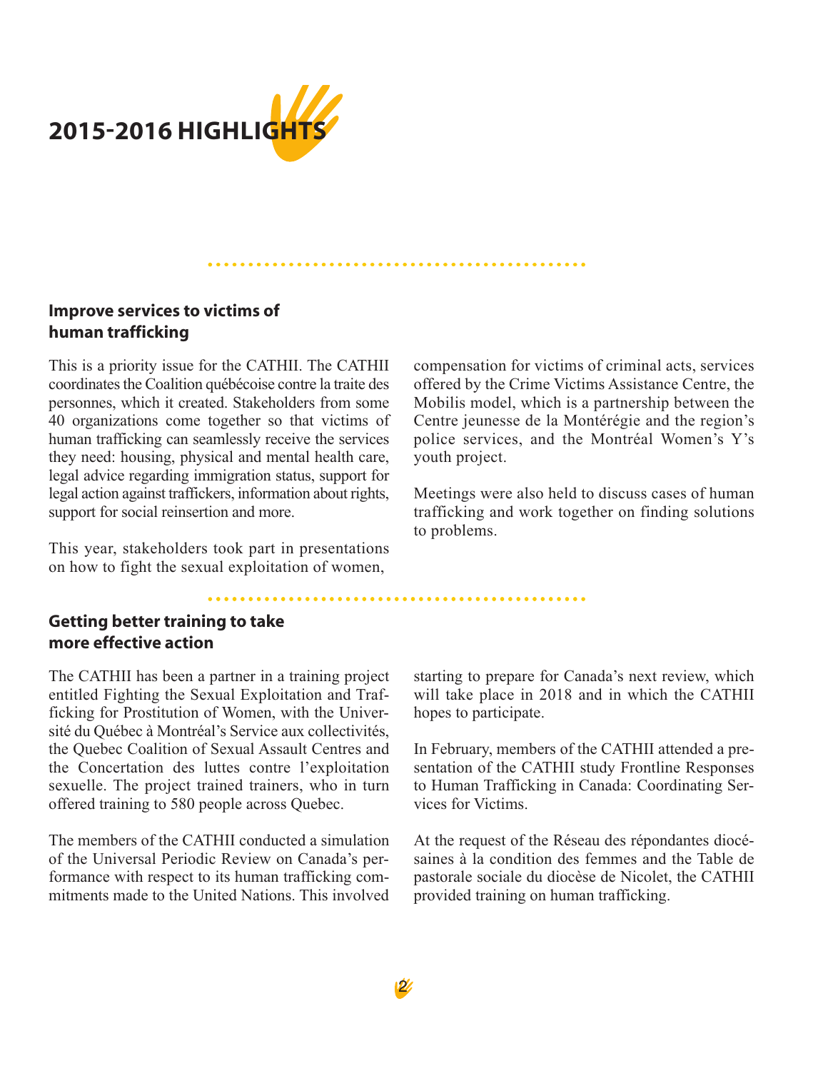# 2015-2016 HIGHLIGHTS

## Improve services to victims of human trafficking

This is a priority issue for the CATHII. The CATHII coordinates the Coalition québécoise contre la traite des personnes, which it created. Stakeholders from some 40 organizations come together so that victims of human trafficking can seamlessly receive the services they need: housing, physical and mental health care, legal advice regarding immigration status, support for legal action against traffickers, information about rights, support for social reinsertion and more.

This year, stakeholders took part in presentations on how to fight the sexual exploitation of women, compensation for victims of criminal acts, services offered by the Crime Victims Assistance Centre, the Mobilis model, which is a partnership between the Centre jeunesse de la Montérégie and the region's police services, and the Montréal Women's Y's youth project.

Meetings were also held to discuss cases of human trafficking and work together on finding solutions to problems.

## Getting better training to take more effective action

The CATHII has been a partner in a training project entitled Fighting the Sexual Exploitation and Trafficking for Prostitution of Women, with the Université du Québec à Montréal's Service aux collectivités, the Quebec Coalition of Sexual Assault Centres and the Concertation des luttes contre l'exploitation sexuelle. The project trained trainers, who in turn offered training to 580 people across Quebec.

The members of the CATHII conducted a simulation of the Universal Periodic Review on Canada's performance with respect to its human trafficking commitments made to the United Nations. This involved starting to prepare for Canada's next review, which will take place in 2018 and in which the CATHII hopes to participate.

In February, members of the CATHII attended a presentation of the CATHII study Frontline Responses to Human Trafficking in Canada: Coordinating Services for Victims.

At the request of the Réseau des répondantes diocésaines à la condition des femmes and the Table de pastorale sociale du diocèse de Nicolet, the CATHII provided training on human trafficking.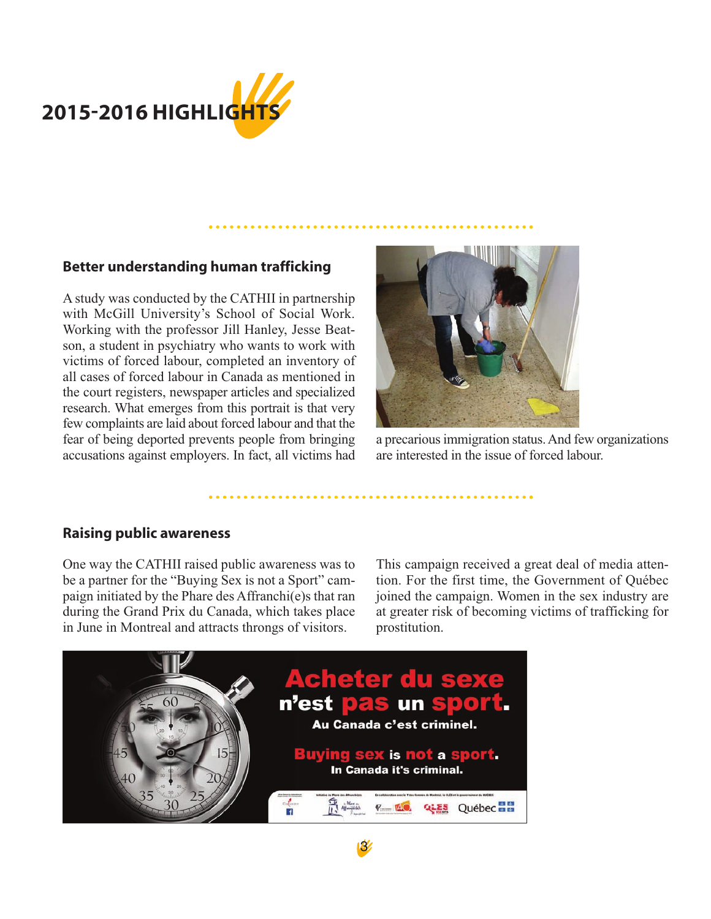# 2015-2016 HIGHLIGHTS

## Better understanding human trafficking

A study was conducted by the CATHII in partnership with McGill University's School of Social Work. Working with the professor Jill Hanley, Jesse Beatson, a student in psychiatry who wants to work with victims of forced labour, completed an inventory of all cases of forced labour in Canada as mentioned in the court registers, newspaper articles and specialized research. What emerges from this portrait is that very few complaints are laid about forced labour and that the fear of being deported prevents people from bringing accusations against employers. In fact, all victims had a precarious immigration status. And few organizations are interested in the issue of forced labour.

## Raising public awareness

One way the CATHII raised public awareness was to be a partner for the "Buying Sex is not a Sport" campaign initiated by the Phare des Affranchi(e)s that ran during the Grand Prix du Canada, which takes place in June in Montreal and attracts throngs of visitors. This campaign received a great deal of media attention. For the first time, the Government of Québec joined the campaign. Women in the sex industry are at greater risk of becoming victims of trafficking for prostitution.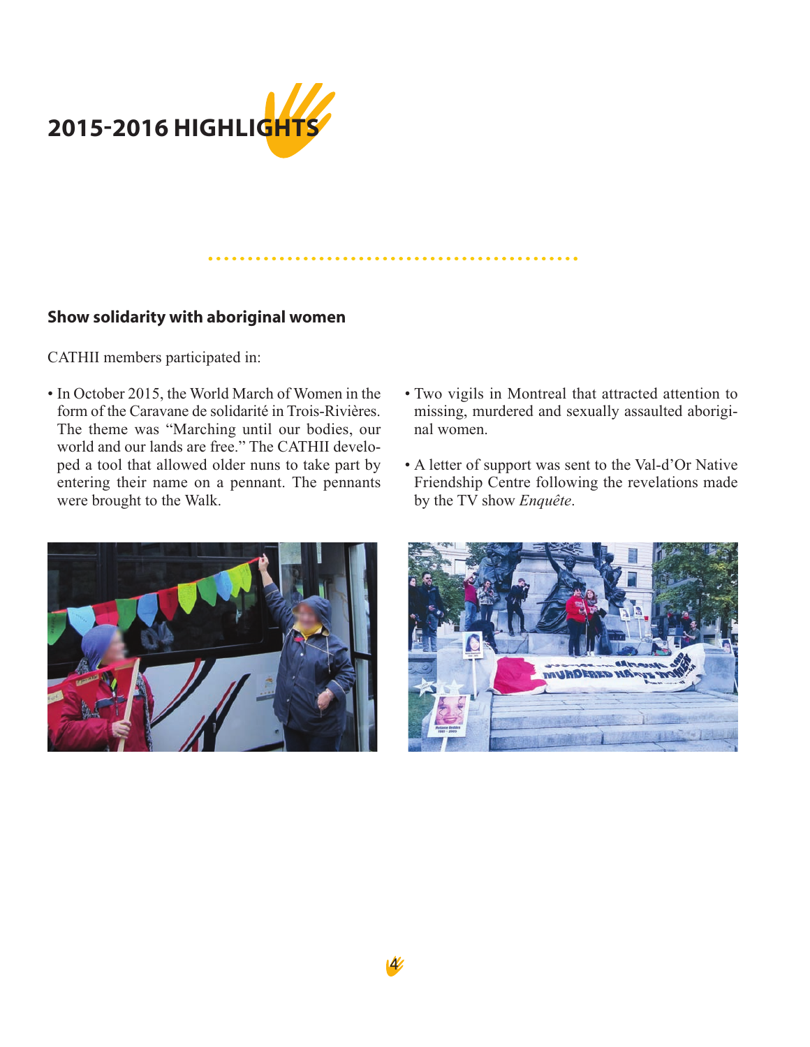# 2015-2016 HIGHLIGHTS

### Show solidarity with aboriginal women

CATHII members participated in:

- In October 2015, the World March of Women in the form of the Caravane de solidarité in Trois-Rivières. The theme was "Marching until our bodies, our world and our lands are free." The CATHII developed a tool that allowed older nuns to take part by entering their name on a pennant. The pennants were brought to the Walk.

- Two vigils in Montreal that attracted attention to missing, murdered and sexually assaulted aboriginal women.

- A letter of support was sent to the Val-d'Or Native Friendship Centre following the revelations made by the TV show *Enquête*.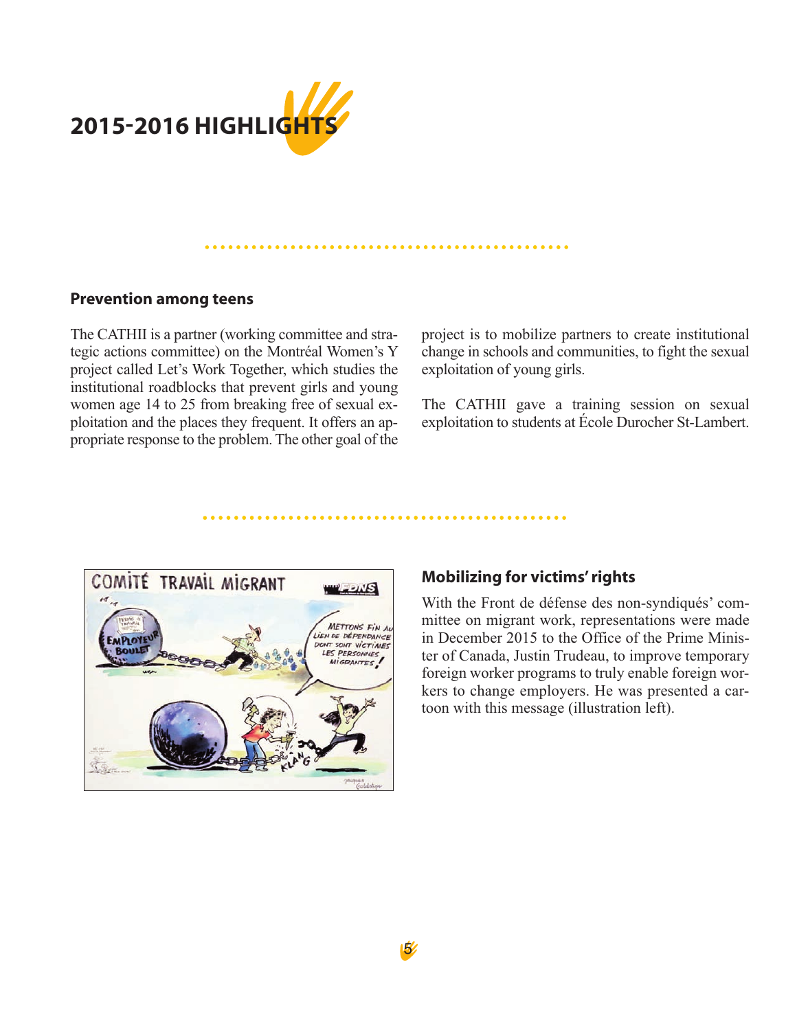## 2015-2016 HIGHLIGHTS

### Prevention among teens

The CATHII is a partner (working committee and strategic actions committee) on the Montréal Women's Y project called Let's Work Together, which studies the institutional roadblocks that prevent girls and young women age 14 to 25 from breaking free of sexual exploitation and the places they frequent. It offers an appropriate response to the problem. The other goal of the project is to mobilize partners to create institutional change in schools and communities, to fight the sexual exploitation of young girls.

The CATHII gave a training session on sexual exploitation to students at École Durocher St-Lambert.

### Mobilizing for victims' rights

With the Front de défense des non-syndiqués' committee on migrant work, representations were made in December 2015 to the Office of the Prime Minister of Canada, Justin Trudeau, to improve temporary foreign worker programs to truly enable foreign workers to change employers. He was presented a cartoon with this message (illustration left).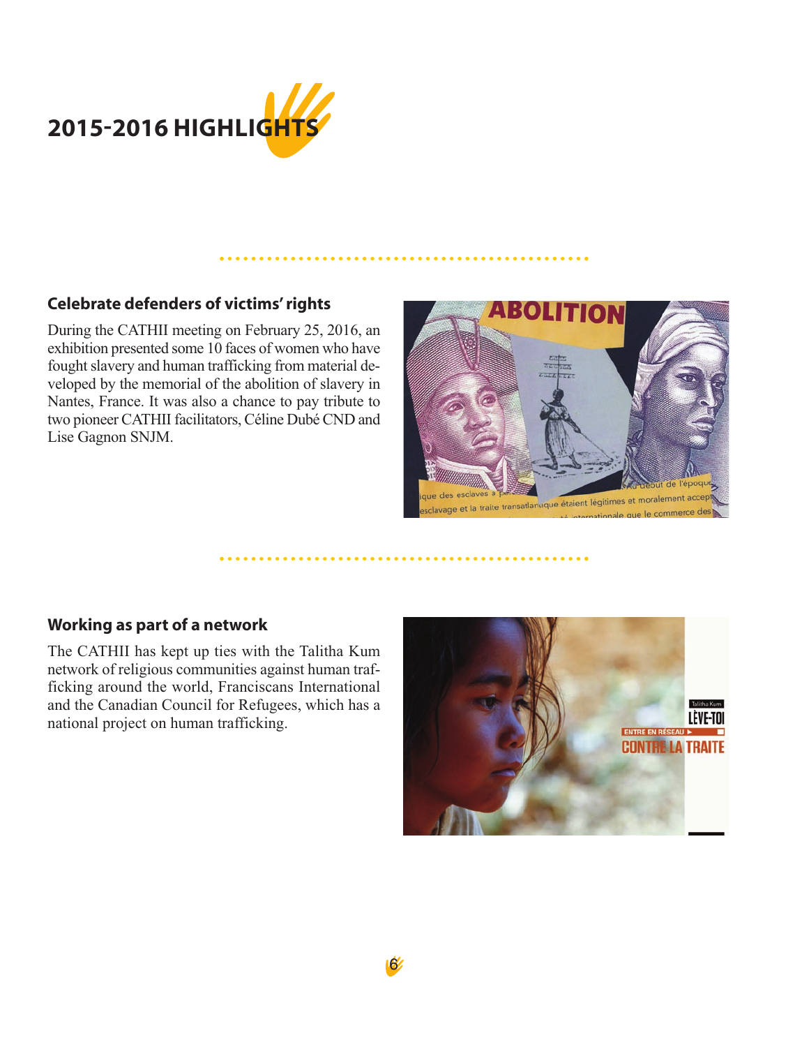# 2015-2016 HIGHLIGHTS

## Celebrate defenders of victims' rights

During the CATHII meeting on February 25, 2016, an exhibition presented some 10 faces of women who have fought slavery and human trafficking from material developed by the memorial of the abolition of slavery in Nantes, France. It was also a chance to pay tribute to two pioneer CATHII facilitators, Céline Dubé CND and Lise Gagnon SNJM.

## Working as part of a network

The CATHII has kept up ties with the Talitha Kum network of religious communities against human trafficking around the world, Franciscans International and the Canadian Council for Refugees, which has a national project on human trafficking.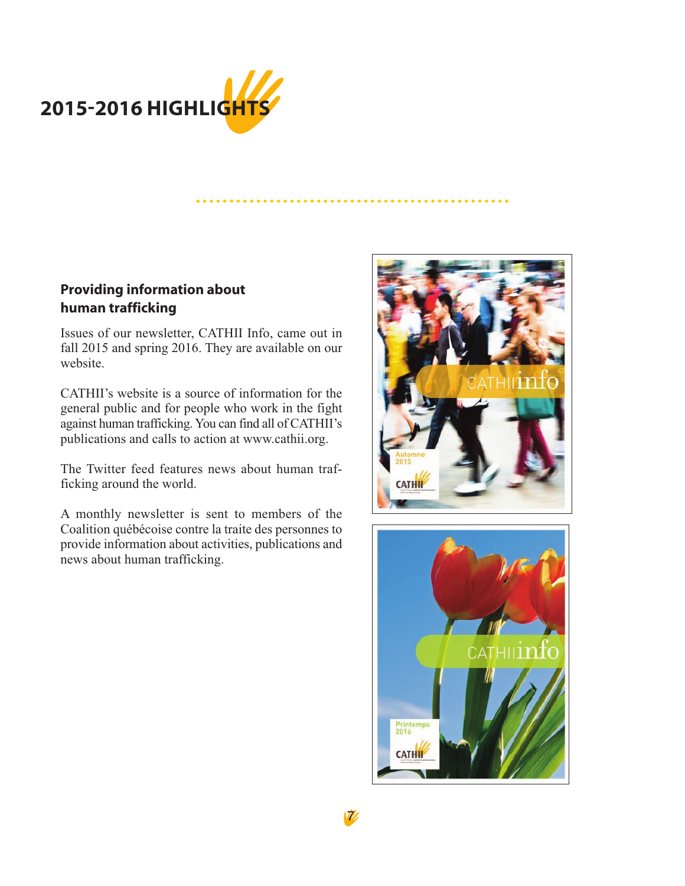# 2015-2016 HIGHLIGHTS

### Providing information about human trafficking

Issues of our newsletter, CATHII Info, came out in fall 2015 and spring 2016. They are available on our website.

CATHII's website is a source of information for the general public and for people who work in the fight against human trafficking. You can find all of CATHII's publications and calls to action at www.cathii.org.

The Twitter feed features news about human trafficking around the world.

A monthly newsletter is sent to members of the Coalition québécoise contre la traite des personnes to provide information about activities, publications and news about human trafficking.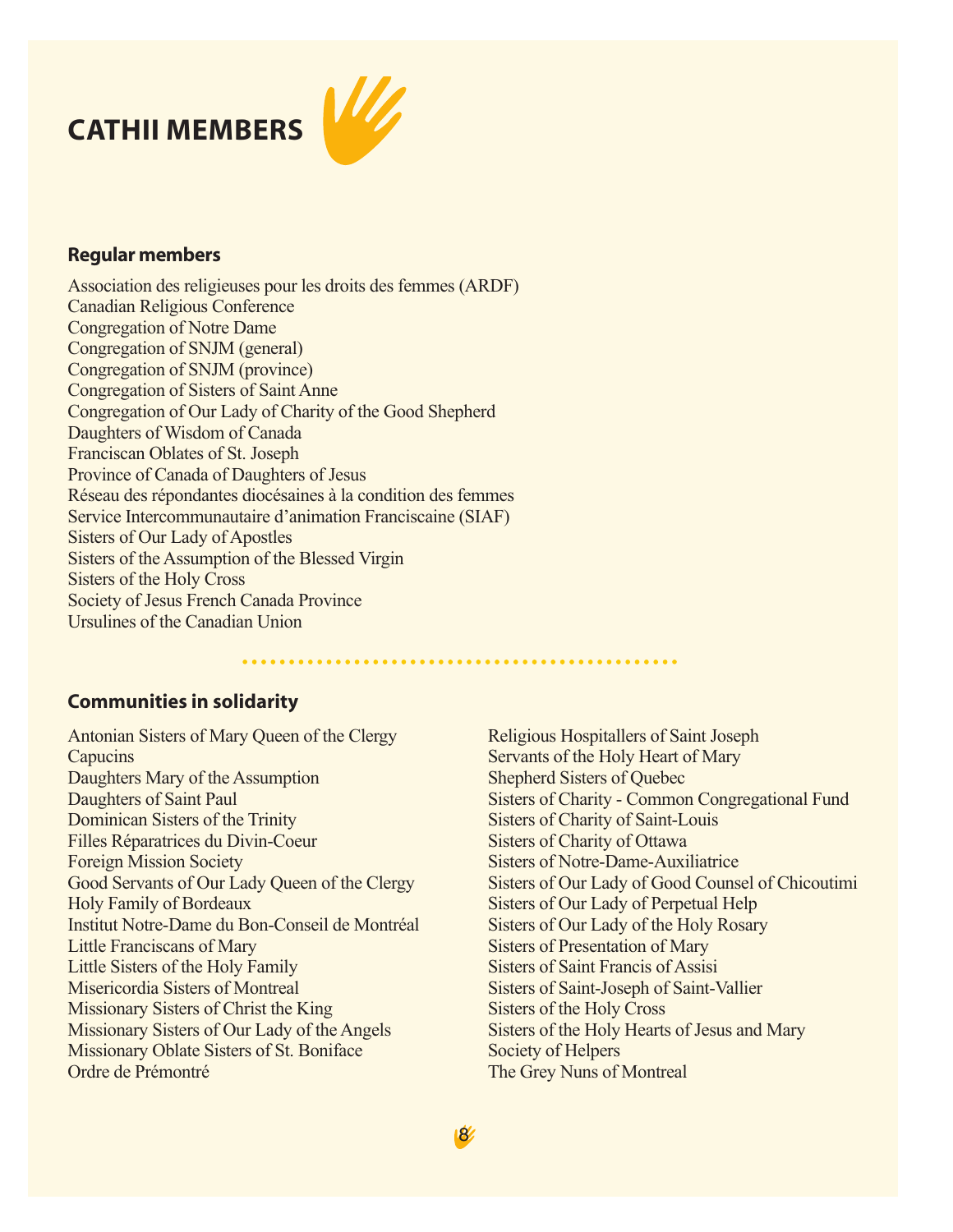# CATHII MEMBERS

## Regular members

Association des religieuses pour les droits des femmes (ARDF)
Canadian Religious Conference
Congregation of Notre Dame
Congregation of SNJM (general)
Congregation of SNJM (province)
Congregation of Sisters of Saint Anne
Congregation of Our Lady of Charity of the Good Shepherd
Daughters of Wisdom of Canada
Franciscan Oblates of St. Joseph
Province of Canada of Daughters of Jesus
Réseau des répondantes diocésaines à la condition des femmes
Service Intercommunautaire d'animation Franciscaine (SIAF)
Sisters of Our Lady of Apostles
Sisters of the Assumption of the Blessed Virgin
Sisters of the Holy Cross
Society of Jesus French Canada Province
Ursulines of the Canadian Union

## Communities in solidarity

Antonian Sisters of Mary Queen of the Clergy
Capucins
Daughters Mary of the Assumption
Daughters of Saint Paul
Dominican Sisters of the Trinity
Filles Réparatrices du Divin-Coeur
Foreign Mission Society
Good Servants of Our Lady Queen of the Clergy
Holy Family of Bordeaux
Institut Notre-Dame du Bon-Conseil de Montréal
Little Franciscans of Mary
Little Sisters of the Holy Family
Misericordia Sisters of Montreal
Missionary Sisters of Christ the King
Missionary Sisters of Our Lady of the Angels
Missionary Oblate Sisters of St. Boniface
Ordre de Prémontré
Religious Hospitallers of Saint Joseph
Servants of the Holy Heart of Mary
Shepherd Sisters of Quebec
Sisters of Charity - Common Congregational Fund
Sisters of Charity of Saint-Louis
Sisters of Charity of Ottawa
Sisters of Notre-Dame-Auxiliatrice
Sisters of Our Lady of Good Counsel of Chicoutimi
Sisters of Our Lady of Perpetual Help
Sisters of Our Lady of the Holy Rosary
Sisters of Presentation of Mary
Sisters of Saint Francis of Assisi
Sisters of Saint-Joseph of Saint-Vallier
Sisters of the Holy Cross
Sisters of the Holy Hearts of Jesus and Mary
Society of Helpers
The Grey Nuns of Montreal